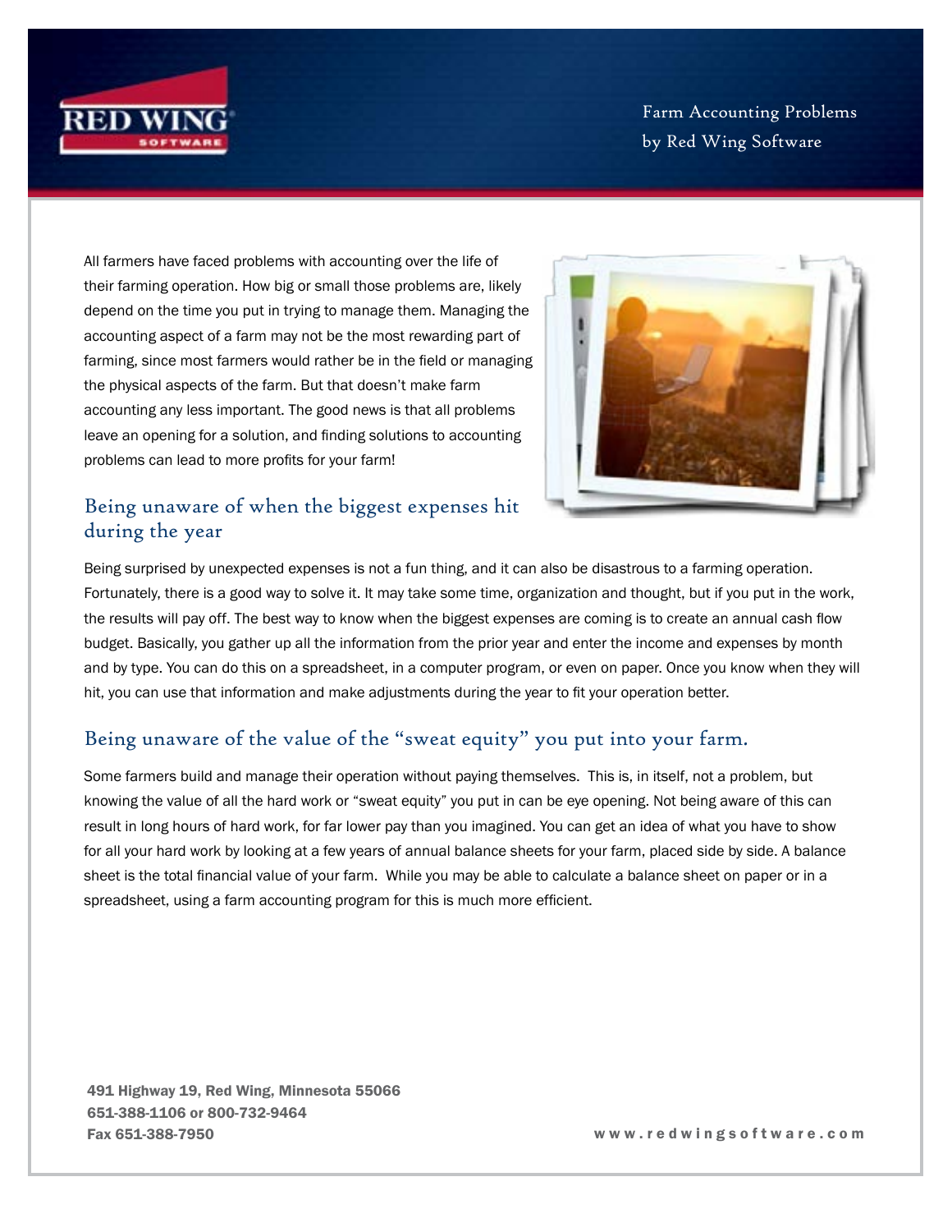# Farm Accounting Problems
by Red Wing Software

All farmers have faced problems with accounting over the life of their farming operation. How big or small those problems are, likely depend on the time you put in trying to manage them. Managing the accounting aspect of a farm may not be the most rewarding part of farming, since most farmers would rather be in the field or managing the physical aspects of the farm. But that doesn't make farm accounting any less important. The good news is that all problems leave an opening for a solution, and finding solutions to accounting problems can lead to more profits for your farm!

## Being unaware of when the biggest expenses hit during the year

Being surprised by unexpected expenses is not a fun thing, and it can also be disastrous to a farming operation. Fortunately, there is a good way to solve it. It may take some time, organization and thought, but if you put in the work, the results will pay off. The best way to know when the biggest expenses are coming is to create an annual cash flow budget. Basically, you gather up all the information from the prior year and enter the income and expenses by month and by type. You can do this on a spreadsheet, in a computer program, or even on paper. Once you know when they will hit, you can use that information and make adjustments during the year to fit your operation better.

## Being unaware of the value of the "sweat equity" you put into your farm.

Some farmers build and manage their operation without paying themselves. This is, in itself, not a problem, but knowing the value of all the hard work or "sweat equity" you put in can be eye opening. Not being aware of this can result in long hours of hard work, for far lower pay than you imagined. You can get an idea of what you have to show for all your hard work by looking at a few years of annual balance sheets for your farm, placed side by side. A balance sheet is the total financial value of your farm. While you may be able to calculate a balance sheet on paper or in a spreadsheet, using a farm accounting program for this is much more efficient.

**491 Highway 19, Red Wing, Minnesota 55066**
**651-388-1106 or 800-732-9464**
**Fax 651-388-7950**

**www.redwingsoftware.com**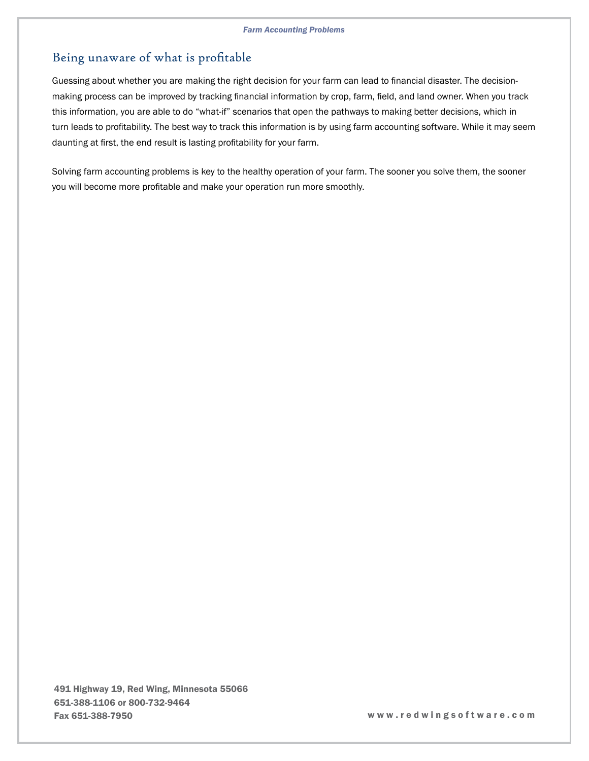## Being unaware of what is profitable

Guessing about whether you are making the right decision for your farm can lead to financial disaster. The decision-making process can be improved by tracking financial information by crop, farm, field, and land owner. When you track this information, you are able to do "what-if" scenarios that open the pathways to making better decisions, which in turn leads to profitability. The best way to track this information is by using farm accounting software. While it may seem daunting at first, the end result is lasting profitability for your farm.

Solving farm accounting problems is key to the healthy operation of your farm. The sooner you solve them, the sooner you will become more profitable and make your operation run more smoothly.

**491 Highway 19, Red Wing, Minnesota 55066**
**651-388-1106 or 800-732-9464**
**Fax 651-388-7950**

**www.redwingsoftware.com**